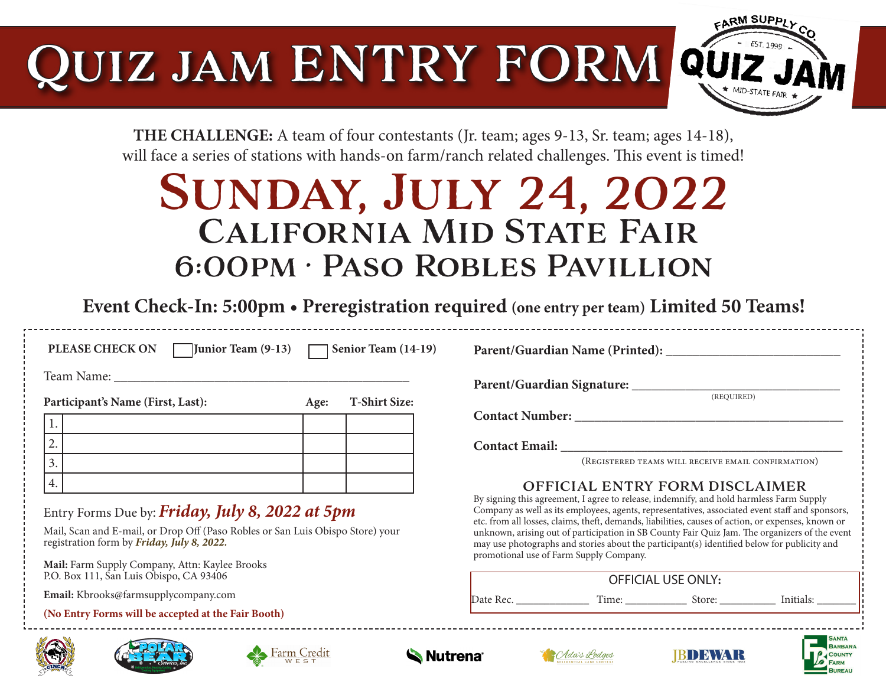# QUIZ JAM ENTRY FORM

FARM SUPPLY CO. QUIZ JAM — EST. 1999 — MID-STATE FAIR

**THE CHALLENGE:** A team of four contestants (Jr. team; ages 9-13, Sr. team; ages 14-18), will face a series of stations with hands-on farm/ranch related challenges. This event is timed!

# SUNDAY, JULY 24, 2022

## CALIFORNIA MID STATE FAIR

## 6:00PM · PASO ROBLES PAVILLION

**Event Check-In: 5:00pm • Preregistration required (one entry per team) Limited 50 Teams!**

**PLEASE CHECK ON** ☐ **Junior Team (9-13)** ☐ **Senior Team (14-19)**

Team Name: ___________________________________________

| Participant's Name (First, Last): | Age: | T-Shirt Size: |
|---|---|---|
| 1. | | |
| 2. | | |
| 3. | | |
| 4. | | |

Entry Forms Due by: ***Friday, July 8, 2022 at 5pm***

Mail, Scan and E-mail, or Drop Off (Paso Robles or San Luis Obispo Store) your registration form by ***Friday, July 8, 2022.***

**Mail:** Farm Supply Company, Attn: Kaylee Brooks
P.O. Box 111, San Luis Obispo, CA 93406

**Email:** Kbrooks@farmsupplycompany.com

**(No Entry Forms will be accepted at the Fair Booth)**

**Parent/Guardian Name (Printed):** ___________________________

**Parent/Guardian Signature:** ________________________________
(REQUIRED)

**Contact Number:** ___________________________________________

**Contact Email:** ____________________________________________
(Registered teams will receive email confirmation)

### OFFICIAL ENTRY FORM DISCLAIMER

By signing this agreement, I agree to release, indemnify, and hold harmless Farm Supply Company as well as its employees, agents, representatives, associated event staff and sponsors, etc. from all losses, claims, theft, demands, liabilities, causes of action, or expenses, known or unknown, arising out of participation in SB County Fair Quiz Jam. The organizers of the event may use photographs and stories about the participant(s) identified below for publicity and promotional use of Farm Supply Company.

OFFICIAL USE ONLY:

Date Rec. _____________ Time: ___________ Store: __________ Initials: _______

CINCH · Polar Bear Services, Inc. · Farm Credit West · Nutrena · Ada's Lodges · JB DEWAR · Santa Barbara County Farm Bureau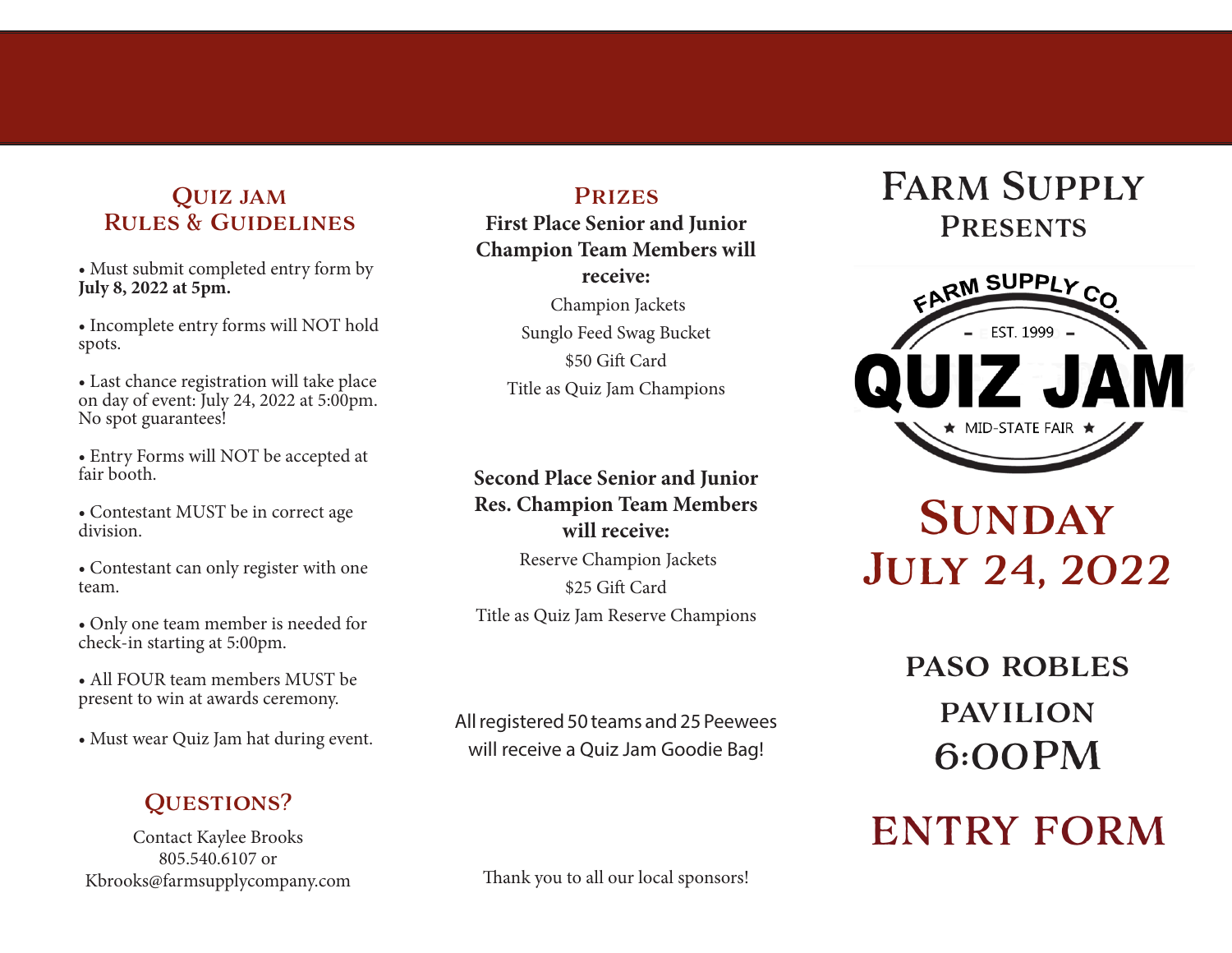## Quiz Jam Rules & Guidelines

- Must submit completed entry form by **July 8, 2022 at 5pm.**
- Incomplete entry forms will NOT hold spots.
- Last chance registration will take place on day of event: July 24, 2022 at 5:00pm. No spot guarantees!
- Entry Forms will NOT be accepted at fair booth.
- Contestant MUST be in correct age division.
- Contestant can only register with one team.
- Only one team member is needed for check-in starting at 5:00pm.
- All FOUR team members MUST be present to win at awards ceremony.
- Must wear Quiz Jam hat during event.

## Questions?

Contact Kaylee Brooks
805.540.6107 or
Kbrooks@farmsupplycompany.com

## Prizes

**First Place Senior and Junior Champion Team Members will receive:**

Champion Jackets
Sunglo Feed Swag Bucket
$50 Gift Card
Title as Quiz Jam Champions

**Second Place Senior and Junior Res. Champion Team Members will receive:**

Reserve Champion Jackets
$25 Gift Card
Title as Quiz Jam Reserve Champions

All registered 50 teams and 25 Peewees will receive a Quiz Jam Goodie Bag!

Thank you to all our local sponsors!

# Farm Supply Presents

FARM SUPPLY CO.
EST. 1999
QUIZ JAM
MID-STATE FAIR

## Sunday July 24, 2022

PASO ROBLES PAVILION
6:00PM

# ENTRY FORM